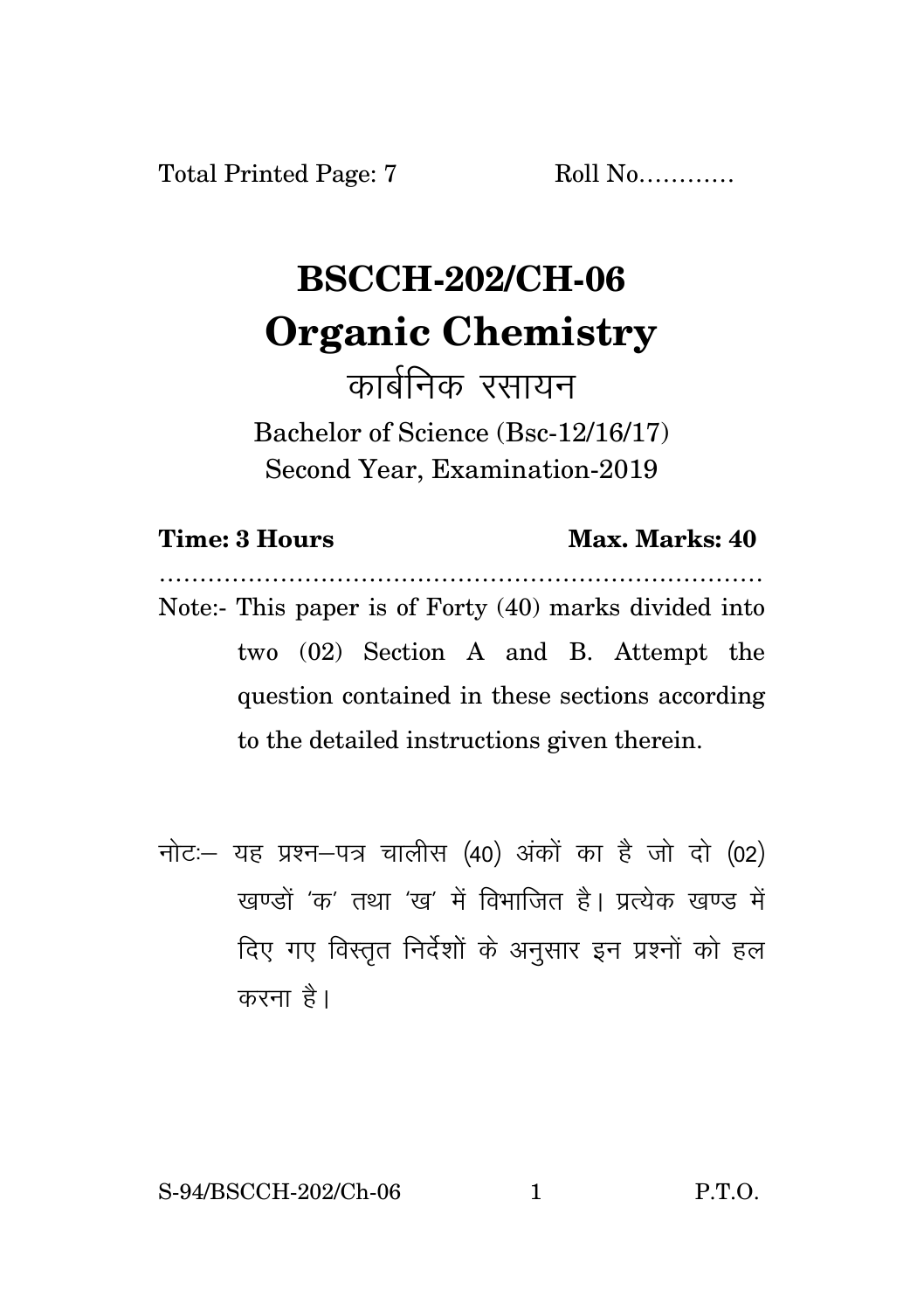Total Printed Page: 7 Roll No............

# BSCCH-202/CH-06
# Organic Chemistry
## कार्बनिक रसायन

Bachelor of Science (Bsc-12/16/17)
Second Year, Examination-2019

**Time: 3 Hours** **Max. Marks: 40**

.......................................................................

Note:- This paper is of Forty (40) marks divided into two (02) Section A and B. Attempt the question contained in these sections according to the detailed instructions given therein.

नोटः– यह प्रश्न–पत्र चालीस (40) अंकों का है जो दो (02) खण्डों 'क' तथा 'ख' में विभाजित है। प्रत्येक खण्ड में दिए गए विस्तृत निर्देशों के अनुसार इन प्रश्नों को हल करना है।

S-94/BSCCH-202/Ch-06 P.T.O.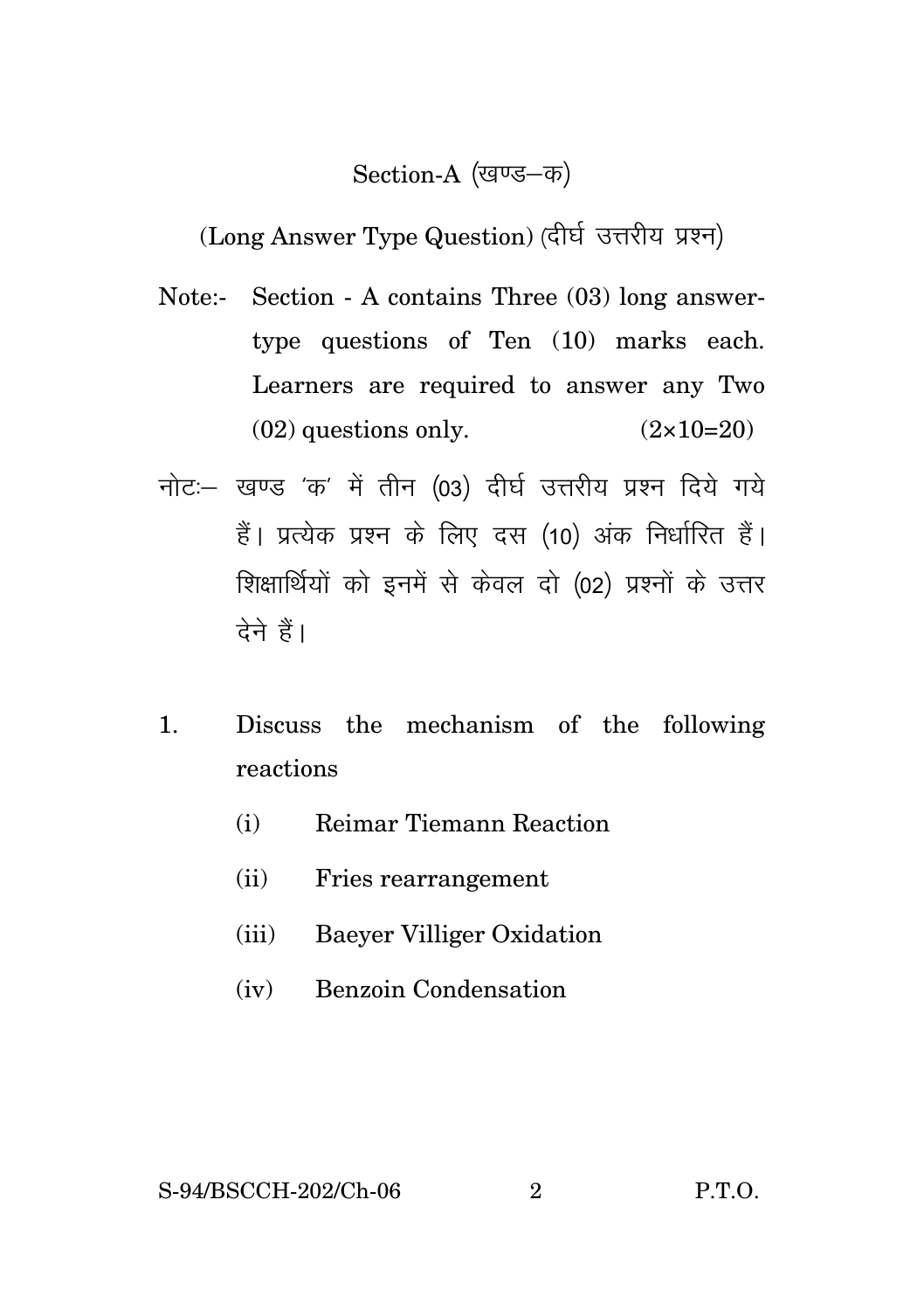## Section-A (खण्ड–क)

(Long Answer Type Question) (दीर्घ उत्तरीय प्रश्न)

Note:- Section - A contains Three (03) long answer-type questions of Ten (10) marks each. Learners are required to answer any Two (02) questions only. (2×10=20)

नोटः– खण्ड 'क' में तीन (03) दीर्घ उत्तरीय प्रश्न दिये गये हैं। प्रत्येक प्रश्न के लिए दस (10) अंक निर्धारित हैं। शिक्षार्थियों को इनमें से केवल दो (02) प्रश्नों के उत्तर देने हैं।

1. Discuss the mechanism of the following reactions

   (i) Reimar Tiemann Reaction

   (ii) Fries rearrangement

   (iii) Baeyer Villiger Oxidation

   (iv) Benzoin Condensation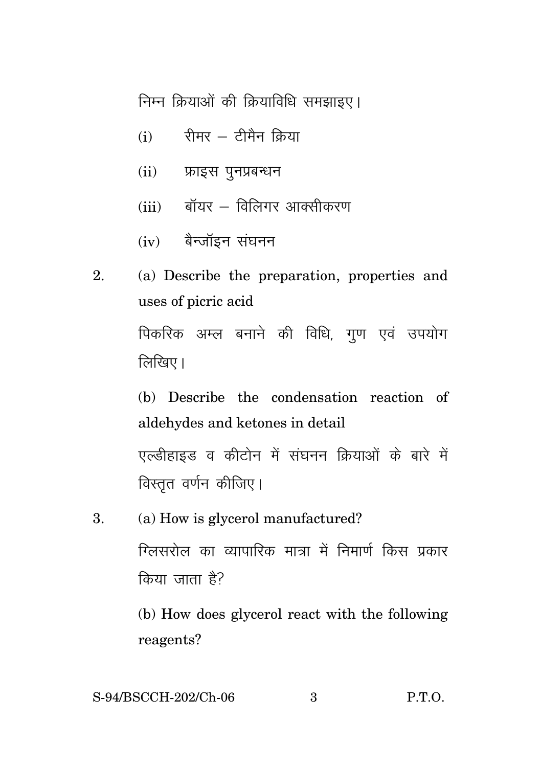निम्न क्रियाओं की क्रियाविधि समझाइए।

(i) रीमर – टीमैन क्रिया

(ii) फ्राइस पुनप्रबन्धन

(iii) बॉयर – विलिगर आक्सीकरण

(iv) बैन्जॉइन संघनन

2. (a) Describe the preparation, properties and uses of picric acid

पिकरिक अम्ल बनाने की विधि, गुण एवं उपयोग लिखिए।

(b) Describe the condensation reaction of aldehydes and ketones in detail

एल्डीहाइड व कीटोन में संघनन क्रियाओं के बारे में विस्तृत वर्णन कीजिए।

3. (a) How is glycerol manufactured?

ग्लिसरोल का व्यापारिक मात्रा में निमार्ण किस प्रकार किया जाता है?

(b) How does glycerol react with the following reagents?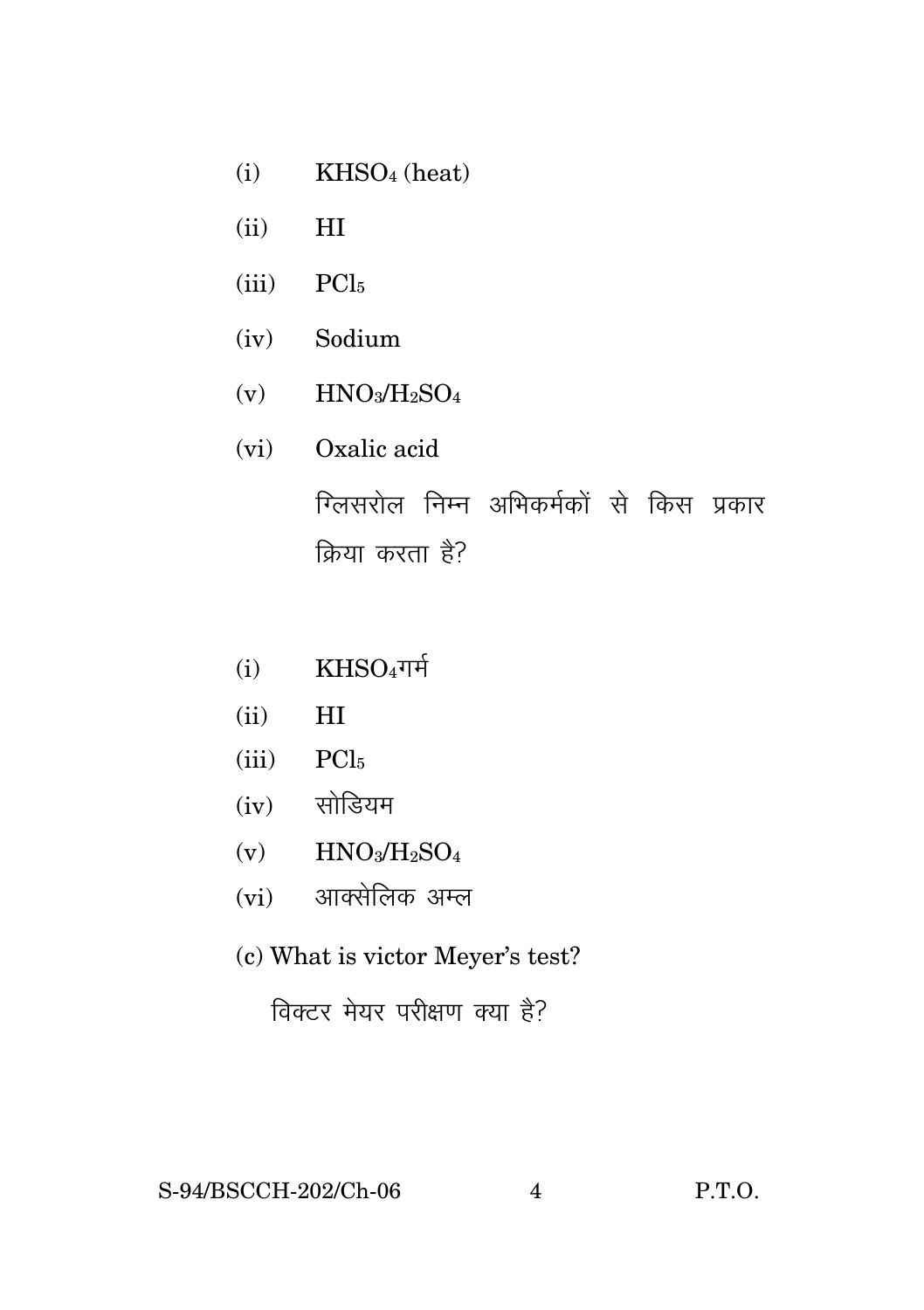(i) $KHSO_4$ (heat)

(ii) HI

(iii) $PCl_5$

(iv) Sodium

(v) $HNO_3/H_2SO_4$

(vi) Oxalic acid

ग्लिसरोल निम्न अभिकर्मकों से किस प्रकार क्रिया करता है?

(i) $KHSO_4$गर्म

(ii) HI

(iii) $PCl_5$

(iv) सोडियम

(v) $HNO_3/H_2SO_4$

(vi) आक्सेलिक अम्ल

(c) What is victor Meyer's test?

विक्टर मेयर परीक्षण क्या है?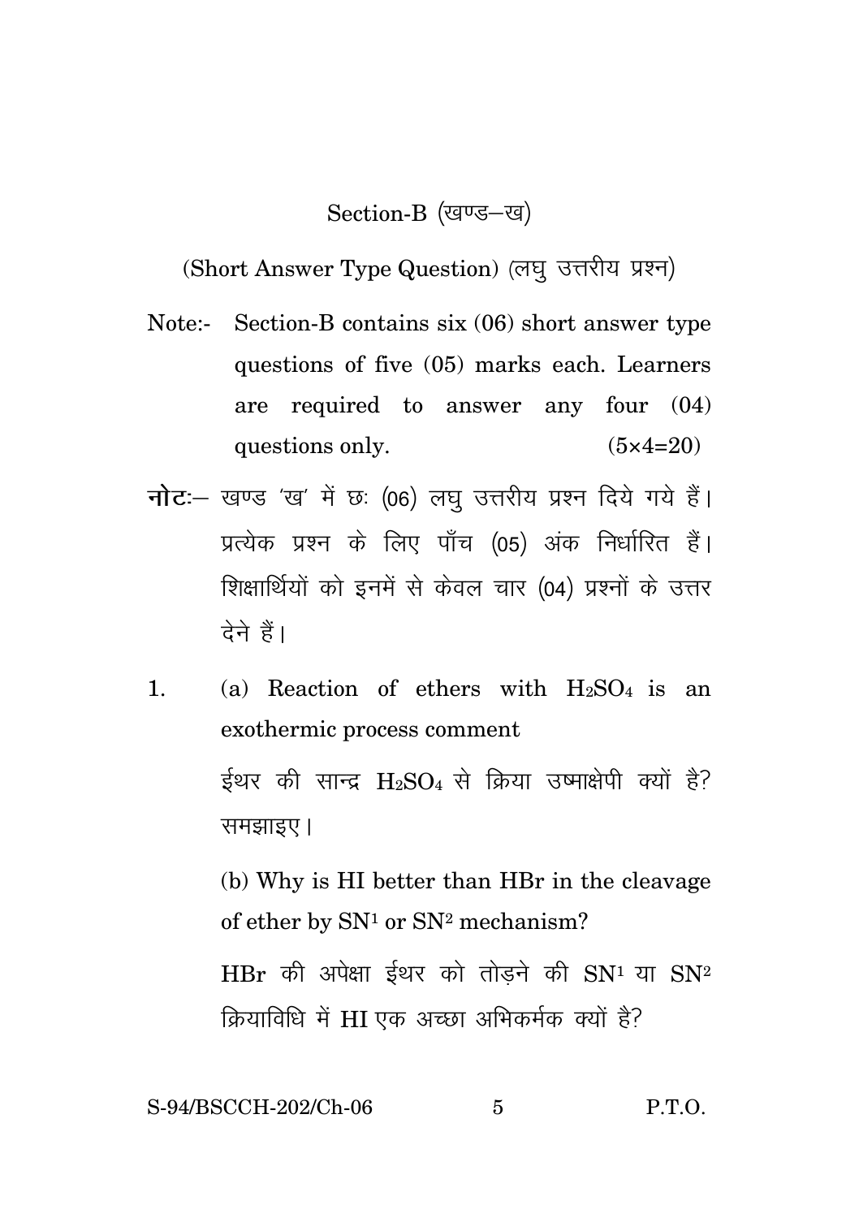## Section-B (खण्ड–ख)

(Short Answer Type Question) (लघु उत्तरीय प्रश्न)

Note:- Section-B contains six (06) short answer type questions of five (05) marks each. Learners are required to answer any four (04) questions only. (5×4=20)

**नोटः**– खण्ड 'ख' में छः (06) लघु उत्तरीय प्रश्न दिये गये हैं। प्रत्येक प्रश्न के लिए पाँच (05) अंक निर्धारित हैं। शिक्षार्थियों को इनमें से केवल चार (04) प्रश्नों के उत्तर देने हैं।

1. (a) Reaction of ethers with $H_2SO_4$ is an exothermic process comment

   ईथर की सान्द्र $H_2SO_4$ से क्रिया उष्माक्षेपी क्यों है? समझाइए।

   (b) Why is HI better than HBr in the cleavage of ether by $SN^1$ or $SN^2$ mechanism?

   HBr की अपेक्षा ईथर को तोड़ने की $SN^1$ या $SN^2$ क्रियाविधि में HI एक अच्छा अभिकर्मक क्यों है?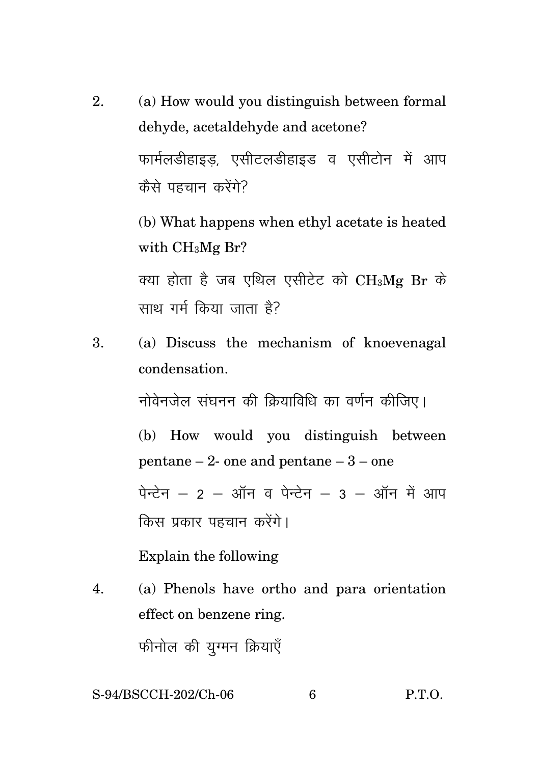2. (a) How would you distinguish between formal dehyde, acetaldehyde and acetone?

   फार्मलडीहाइड़, एसीटलडीहाइड व एसीटोन में आप कैसे पहचान करेंगे?

   (b) What happens when ethyl acetate is heated with $CH_3Mg\ Br$?

   क्या होता है जब एथिल एसीटेट को $CH_3Mg\ Br$ के साथ गर्म किया जाता है?

3. (a) Discuss the mechanism of knoevenagal condensation.

   नोवेनजेल संघनन की क्रियाविधि का वर्णन कीजिए।

   (b) How would you distinguish between pentane – 2- one and pentane – 3 – one

   पेन्टेन – 2 – ऑन व पेन्टेन – 3 – ऑन में आप किस प्रकार पहचान करेंगे।

   Explain the following

4. (a) Phenols have ortho and para orientation effect on benzene ring.

   फीनोल की युग्मन क्रियाएँ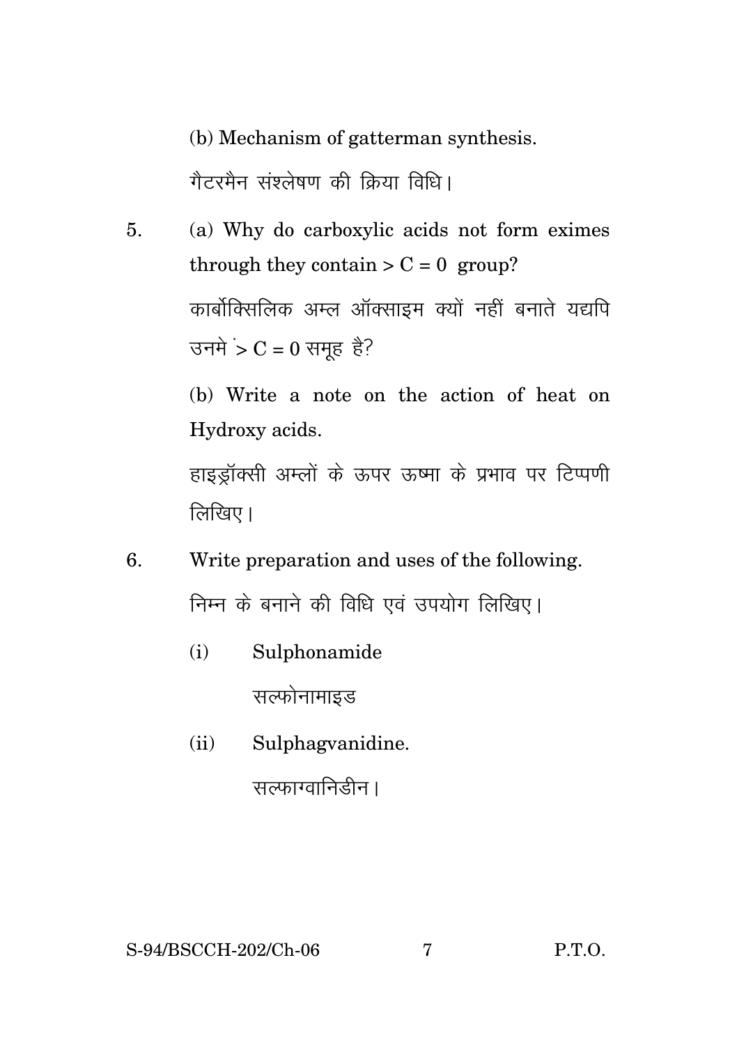(b) Mechanism of gatterman synthesis.

गैटरमैन संश्लेषण की क्रिया विधि।

5. (a) Why do carboxylic acids not form eximes through they contain $> C = 0$ group?

कार्बोक्सिलिक अम्ल ऑक्साइम क्यों नहीं बनाते यद्यपि उनमे $> C = 0$ समूह है?

(b) Write a note on the action of heat on Hydroxy acids.

हाइड्रॉक्सी अम्लों के ऊपर ऊष्मा के प्रभाव पर टिप्पणी लिखिए।

6. Write preparation and uses of the following.

निम्न के बनाने की विधि एवं उपयोग लिखिए।

(i) Sulphonamide

सल्फोनामाइड

(ii) Sulphagvanidine.

सल्फाग्वानिडीन।